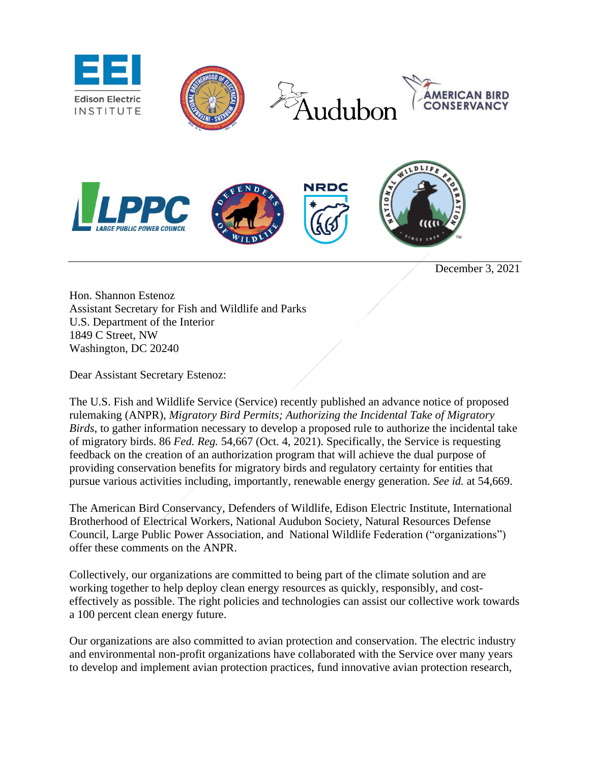December 3, 2021

Hon. Shannon Estenoz
Assistant Secretary for Fish and Wildlife and Parks
U.S. Department of the Interior
1849 C Street, NW
Washington, DC 20240

Dear Assistant Secretary Estenoz:

The U.S. Fish and Wildlife Service (Service) recently published an advance notice of proposed rulemaking (ANPR), *Migratory Bird Permits; Authorizing the Incidental Take of Migratory Birds*, to gather information necessary to develop a proposed rule to authorize the incidental take of migratory birds. 86 *Fed. Reg.* 54,667 (Oct. 4, 2021). Specifically, the Service is requesting feedback on the creation of an authorization program that will achieve the dual purpose of providing conservation benefits for migratory birds and regulatory certainty for entities that pursue various activities including, importantly, renewable energy generation. *See id.* at 54,669.

The American Bird Conservancy, Defenders of Wildlife, Edison Electric Institute, International Brotherhood of Electrical Workers, National Audubon Society, Natural Resources Defense Council, Large Public Power Association, and National Wildlife Federation ("organizations") offer these comments on the ANPR.

Collectively, our organizations are committed to being part of the climate solution and are working together to help deploy clean energy resources as quickly, responsibly, and cost-effectively as possible. The right policies and technologies can assist our collective work towards a 100 percent clean energy future.

Our organizations are also committed to avian protection and conservation. The electric industry and environmental non-profit organizations have collaborated with the Service over many years to develop and implement avian protection practices, fund innovative avian protection research,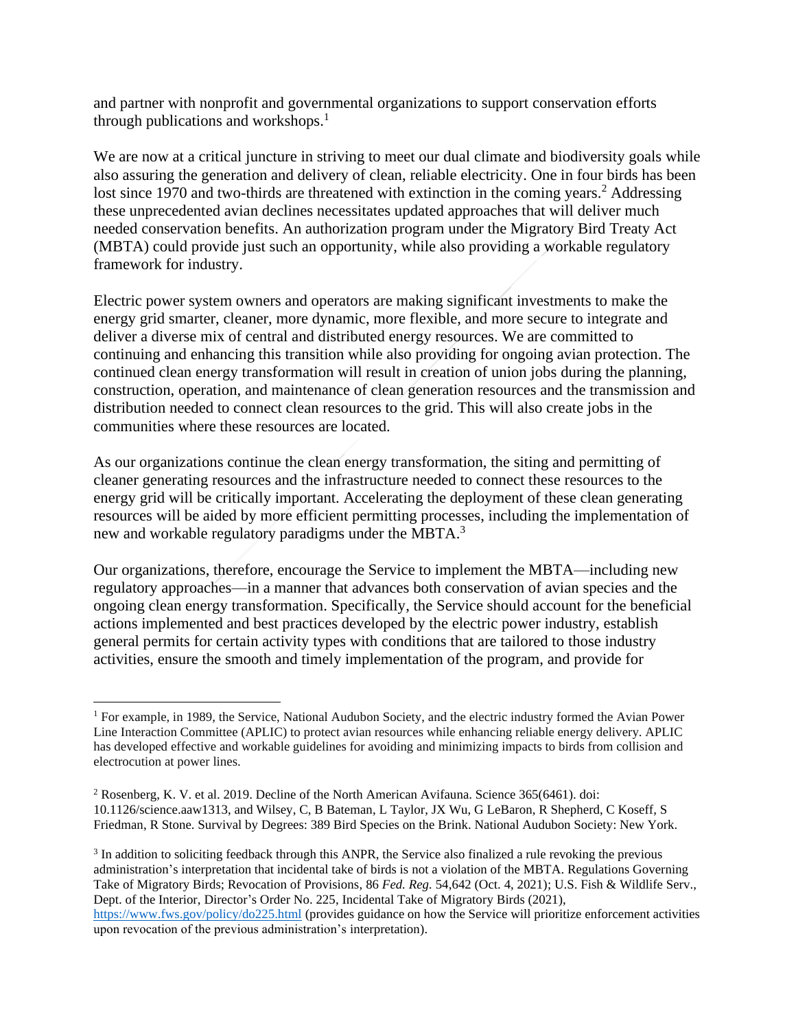and partner with nonprofit and governmental organizations to support conservation efforts through publications and workshops.[1]

We are now at a critical juncture in striving to meet our dual climate and biodiversity goals while also assuring the generation and delivery of clean, reliable electricity. One in four birds has been lost since 1970 and two-thirds are threatened with extinction in the coming years.[2] Addressing these unprecedented avian declines necessitates updated approaches that will deliver much needed conservation benefits. An authorization program under the Migratory Bird Treaty Act (MBTA) could provide just such an opportunity, while also providing a workable regulatory framework for industry.

Electric power system owners and operators are making significant investments to make the energy grid smarter, cleaner, more dynamic, more flexible, and more secure to integrate and deliver a diverse mix of central and distributed energy resources. We are committed to continuing and enhancing this transition while also providing for ongoing avian protection. The continued clean energy transformation will result in creation of union jobs during the planning, construction, operation, and maintenance of clean generation resources and the transmission and distribution needed to connect clean resources to the grid. This will also create jobs in the communities where these resources are located.

As our organizations continue the clean energy transformation, the siting and permitting of cleaner generating resources and the infrastructure needed to connect these resources to the energy grid will be critically important. Accelerating the deployment of these clean generating resources will be aided by more efficient permitting processes, including the implementation of new and workable regulatory paradigms under the MBTA.[3]

Our organizations, therefore, encourage the Service to implement the MBTA—including new regulatory approaches—in a manner that advances both conservation of avian species and the ongoing clean energy transformation. Specifically, the Service should account for the beneficial actions implemented and best practices developed by the electric power industry, establish general permits for certain activity types with conditions that are tailored to those industry activities, ensure the smooth and timely implementation of the program, and provide for

---

[1] For example, in 1989, the Service, National Audubon Society, and the electric industry formed the Avian Power Line Interaction Committee (APLIC) to protect avian resources while enhancing reliable energy delivery. APLIC has developed effective and workable guidelines for avoiding and minimizing impacts to birds from collision and electrocution at power lines.

[2] Rosenberg, K. V. et al. 2019. Decline of the North American Avifauna. Science 365(6461). doi: 10.1126/science.aaw1313, and Wilsey, C, B Bateman, L Taylor, JX Wu, G LeBaron, R Shepherd, C Koseff, S Friedman, R Stone. Survival by Degrees: 389 Bird Species on the Brink. National Audubon Society: New York.

[3] In addition to soliciting feedback through this ANPR, the Service also finalized a rule revoking the previous administration's interpretation that incidental take of birds is not a violation of the MBTA. Regulations Governing Take of Migratory Birds; Revocation of Provisions, 86 *Fed. Reg.* 54,642 (Oct. 4, 2021); U.S. Fish & Wildlife Serv., Dept. of the Interior, Director's Order No. 225, Incidental Take of Migratory Birds (2021), https://www.fws.gov/policy/do225.html (provides guidance on how the Service will prioritize enforcement activities upon revocation of the previous administration's interpretation).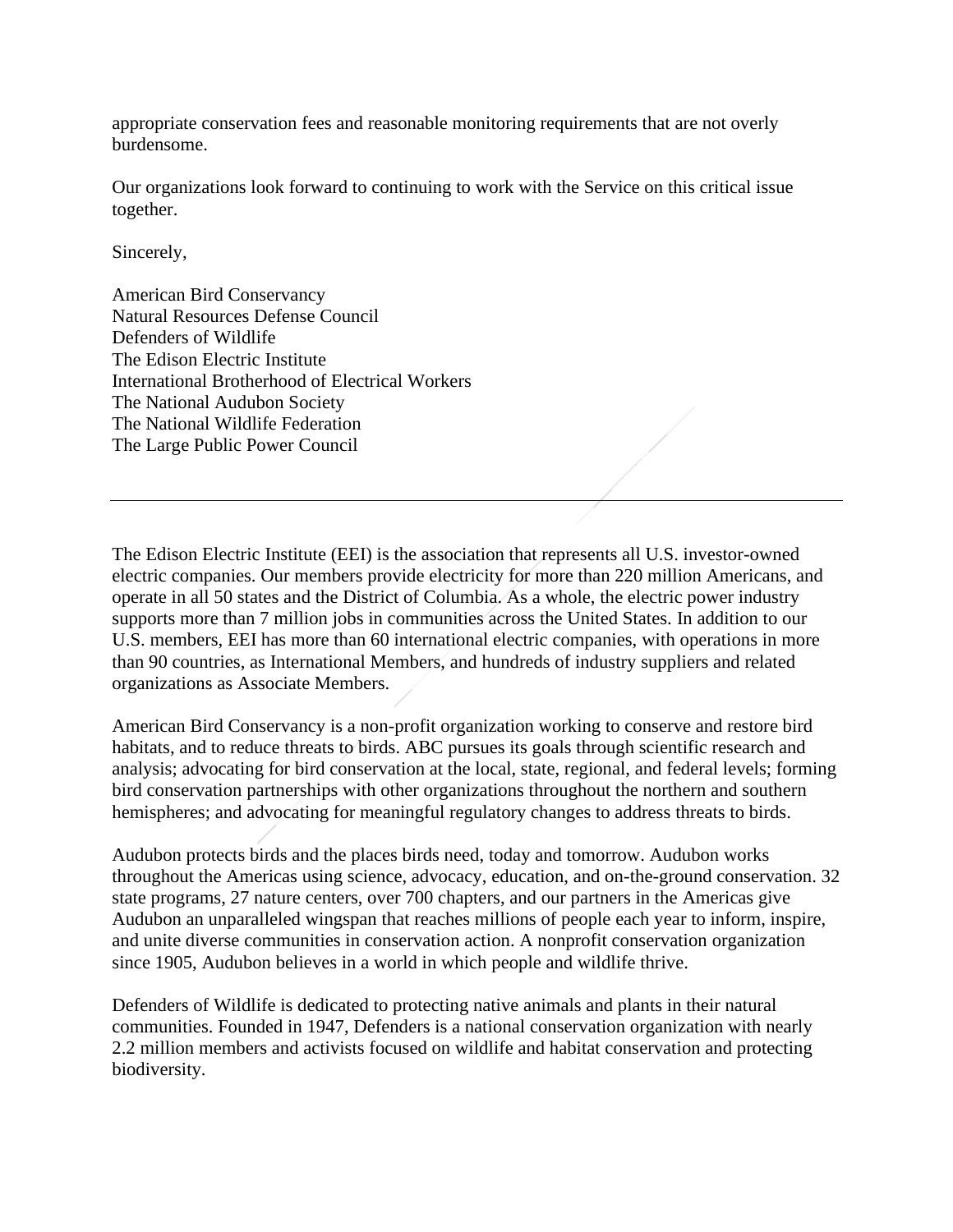appropriate conservation fees and reasonable monitoring requirements that are not overly burdensome.

Our organizations look forward to continuing to work with the Service on this critical issue together.

Sincerely,

American Bird Conservancy
Natural Resources Defense Council
Defenders of Wildlife
The Edison Electric Institute
International Brotherhood of Electrical Workers
The National Audubon Society
The National Wildlife Federation
The Large Public Power Council

---

The Edison Electric Institute (EEI) is the association that represents all U.S. investor-owned electric companies. Our members provide electricity for more than 220 million Americans, and operate in all 50 states and the District of Columbia. As a whole, the electric power industry supports more than 7 million jobs in communities across the United States. In addition to our U.S. members, EEI has more than 60 international electric companies, with operations in more than 90 countries, as International Members, and hundreds of industry suppliers and related organizations as Associate Members.

American Bird Conservancy is a non-profit organization working to conserve and restore bird habitats, and to reduce threats to birds. ABC pursues its goals through scientific research and analysis; advocating for bird conservation at the local, state, regional, and federal levels; forming bird conservation partnerships with other organizations throughout the northern and southern hemispheres; and advocating for meaningful regulatory changes to address threats to birds.

Audubon protects birds and the places birds need, today and tomorrow. Audubon works throughout the Americas using science, advocacy, education, and on-the-ground conservation. 32 state programs, 27 nature centers, over 700 chapters, and our partners in the Americas give Audubon an unparalleled wingspan that reaches millions of people each year to inform, inspire, and unite diverse communities in conservation action. A nonprofit conservation organization since 1905, Audubon believes in a world in which people and wildlife thrive.

Defenders of Wildlife is dedicated to protecting native animals and plants in their natural communities. Founded in 1947, Defenders is a national conservation organization with nearly 2.2 million members and activists focused on wildlife and habitat conservation and protecting biodiversity.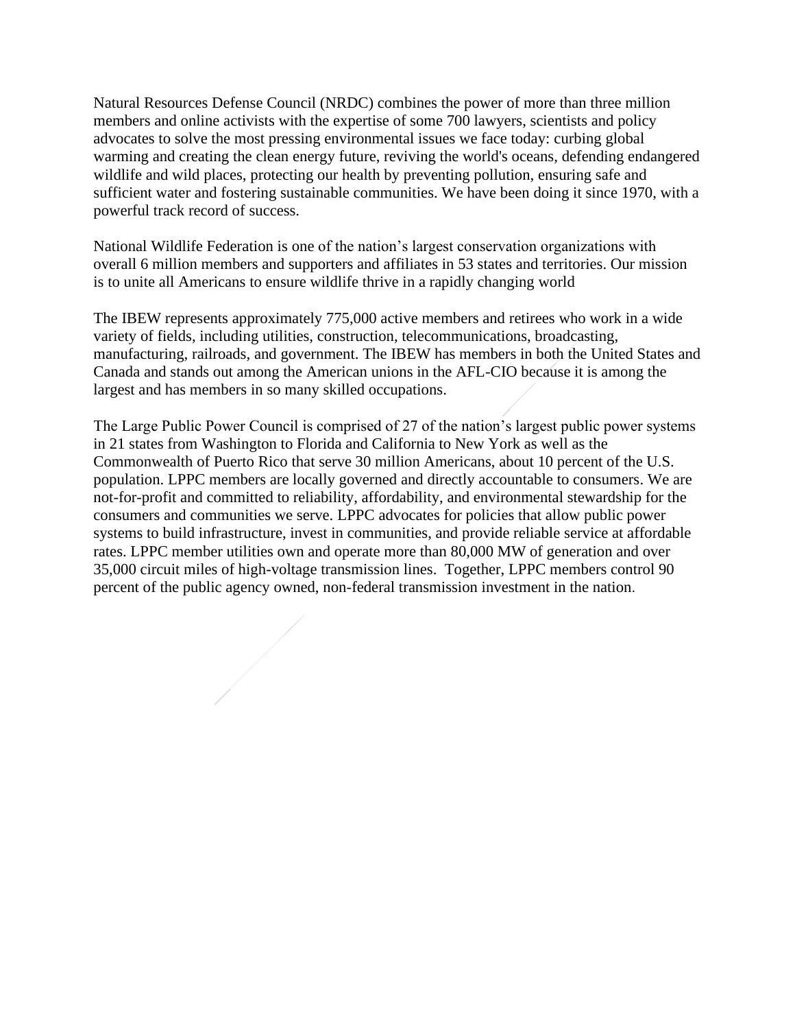Natural Resources Defense Council (NRDC) combines the power of more than three million members and online activists with the expertise of some 700 lawyers, scientists and policy advocates to solve the most pressing environmental issues we face today: curbing global warming and creating the clean energy future, reviving the world's oceans, defending endangered wildlife and wild places, protecting our health by preventing pollution, ensuring safe and sufficient water and fostering sustainable communities. We have been doing it since 1970, with a powerful track record of success.

National Wildlife Federation is one of the nation's largest conservation organizations with overall 6 million members and supporters and affiliates in 53 states and territories. Our mission is to unite all Americans to ensure wildlife thrive in a rapidly changing world

The IBEW represents approximately 775,000 active members and retirees who work in a wide variety of fields, including utilities, construction, telecommunications, broadcasting, manufacturing, railroads, and government. The IBEW has members in both the United States and Canada and stands out among the American unions in the AFL-CIO because it is among the largest and has members in so many skilled occupations.

The Large Public Power Council is comprised of 27 of the nation's largest public power systems in 21 states from Washington to Florida and California to New York as well as the Commonwealth of Puerto Rico that serve 30 million Americans, about 10 percent of the U.S. population. LPPC members are locally governed and directly accountable to consumers. We are not-for-profit and committed to reliability, affordability, and environmental stewardship for the consumers and communities we serve. LPPC advocates for policies that allow public power systems to build infrastructure, invest in communities, and provide reliable service at affordable rates. LPPC member utilities own and operate more than 80,000 MW of generation and over 35,000 circuit miles of high-voltage transmission lines. Together, LPPC members control 90 percent of the public agency owned, non-federal transmission investment in the nation.